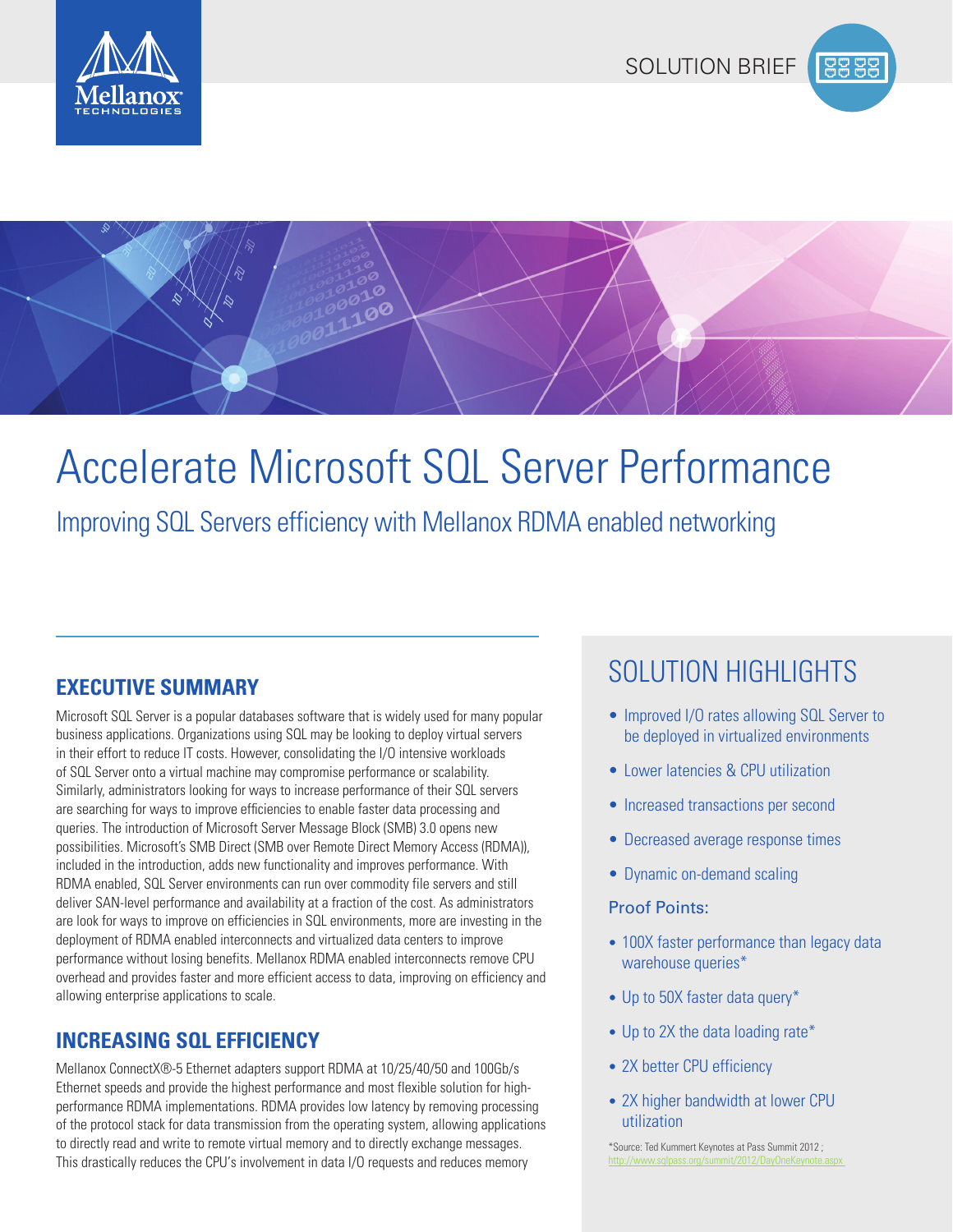SOLUTION BRIEF

# Accelerate Microsoft SQL Server Performance

## Improving SQL Servers efficiency with Mellanox RDMA enabled networking

## EXECUTIVE SUMMARY

Microsoft SQL Server is a popular databases software that is widely used for many popular business applications. Organizations using SQL may be looking to deploy virtual servers in their effort to reduce IT costs. However, consolidating the I/O intensive workloads of SQL Server onto a virtual machine may compromise performance or scalability. Similarly, administrators looking for ways to increase performance of their SQL servers are searching for ways to improve efficiencies to enable faster data processing and queries. The introduction of Microsoft Server Message Block (SMB) 3.0 opens new possibilities. Microsoft's SMB Direct (SMB over Remote Direct Memory Access (RDMA)), included in the introduction, adds new functionality and improves performance. With RDMA enabled, SQL Server environments can run over commodity file servers and still deliver SAN-level performance and availability at a fraction of the cost. As administrators are look for ways to improve on efficiencies in SQL environments, more are investing in the deployment of RDMA enabled interconnects and virtualized data centers to improve performance without losing benefits. Mellanox RDMA enabled interconnects remove CPU overhead and provides faster and more efficient access to data, improving on efficiency and allowing enterprise applications to scale.

## INCREASING SQL EFFICIENCY

Mellanox ConnectX®-5 Ethernet adapters support RDMA at 10/25/40/50 and 100Gb/s Ethernet speeds and provide the highest performance and most flexible solution for high-performance RDMA implementations. RDMA provides low latency by removing processing of the protocol stack for data transmission from the operating system, allowing applications to directly read and write to remote virtual memory and to directly exchange messages. This drastically reduces the CPU's involvement in data I/O requests and reduces memory

## SOLUTION HIGHLIGHTS

- Improved I/O rates allowing SQL Server to be deployed in virtualized environments
- Lower latencies & CPU utilization
- Increased transactions per second
- Decreased average response times
- Dynamic on-demand scaling

### Proof Points:

- 100X faster performance than legacy data warehouse queries*
- Up to 50X faster data query*
- Up to 2X the data loading rate*
- 2X better CPU efficiency
- 2X higher bandwidth at lower CPU utilization

*Source: Ted Kummert Keynotes at Pass Summit 2012 ; http://www.sqlpass.org/summit/2012/DayOneKeynote.aspx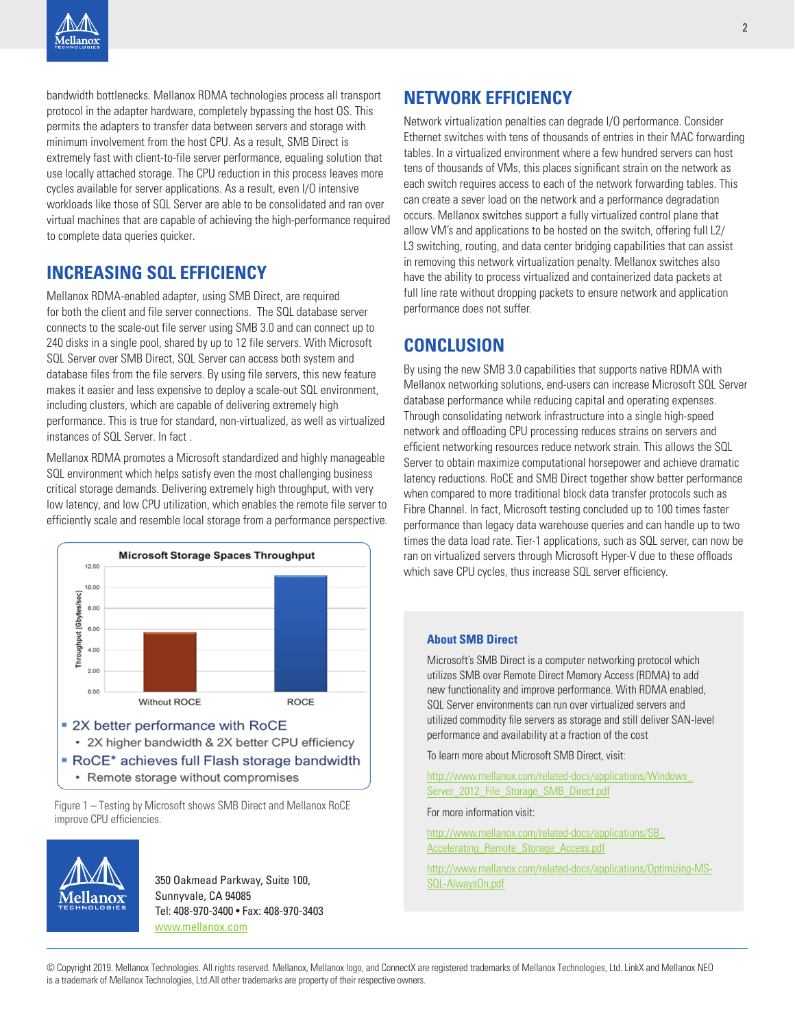bandwidth bottlenecks. Mellanox RDMA technologies process all transport protocol in the adapter hardware, completely bypassing the host OS. This permits the adapters to transfer data between servers and storage with minimum involvement from the host CPU. As a result, SMB Direct is extremely fast with client-to-file server performance, equaling solution that use locally attached storage. The CPU reduction in this process leaves more cycles available for server applications. As a result, even I/O intensive workloads like those of SQL Server are able to be consolidated and ran over virtual machines that are capable of achieving the high-performance required to complete data queries quicker.

## INCREASING SQL EFFICIENCY

Mellanox RDMA-enabled adapter, using SMB Direct, are required for both the client and file server connections. The SQL database server connects to the scale-out file server using SMB 3.0 and can connect up to 240 disks in a single pool, shared by up to 12 file servers. With Microsoft SQL Server over SMB Direct, SQL Server can access both system and database files from the file servers. By using file servers, this new feature makes it easier and less expensive to deploy a scale-out SQL environment, including clusters, which are capable of delivering extremely high performance. This is true for standard, non-virtualized, as well as virtualized instances of SQL Server. In fact .

Mellanox RDMA promotes a Microsoft standardized and highly manageable SQL environment which helps satisfy even the most challenging business critical storage demands. Delivering extremely high throughput, with very low latency, and low CPU utilization, which enables the remote file server to efficiently scale and resemble local storage from a performance perspective.

Microsoft Storage Spaces Throughput

Throughput (Gbytes/sec)

12.00
10.00
8.00
6.00
4.00
2.00
0.00

Without ROCE
ROCE

- 2X better performance with RoCE
  - 2X higher bandwidth & 2X better CPU efficiency
- RoCE* achieves full Flash storage bandwidth
  - Remote storage without compromises

Figure 1 – Testing by Microsoft shows SMB Direct and Mellanox RoCE improve CPU efficiencies.

## NETWORK EFFICIENCY

Network virtualization penalties can degrade I/O performance. Consider Ethernet switches with tens of thousands of entries in their MAC forwarding tables. In a virtualized environment where a few hundred servers can host tens of thousands of VMs, this places significant strain on the network as each switch requires access to each of the network forwarding tables. This can create a sever load on the network and a performance degradation occurs. Mellanox switches support a fully virtualized control plane that allow VM's and applications to be hosted on the switch, offering full L2/L3 switching, routing, and data center bridging capabilities that can assist in removing this network virtualization penalty. Mellanox switches also have the ability to process virtualized and containerized data packets at full line rate without dropping packets to ensure network and application performance does not suffer.

## CONCLUSION

By using the new SMB 3.0 capabilities that supports native RDMA with Mellanox networking solutions, end-users can increase Microsoft SQL Server database performance while reducing capital and operating expenses. Through consolidating network infrastructure into a single high-speed network and offloading CPU processing reduces strains on servers and efficient networking resources reduce network strain. This allows the SQL Server to obtain maximize computational horsepower and achieve dramatic latency reductions. RoCE and SMB Direct together show better performance when compared to more traditional block data transfer protocols such as Fibre Channel. In fact, Microsoft testing concluded up to 100 times faster performance than legacy data warehouse queries and can handle up to two times the data load rate. Tier-1 applications, such as SQL server, can now be ran on virtualized servers through Microsoft Hyper-V due to these offloads which save CPU cycles, thus increase SQL server efficiency.

### About SMB Direct

Microsoft's SMB Direct is a computer networking protocol which utilizes SMB over Remote Direct Memory Access (RDMA) to add new functionality and improve performance. With RDMA enabled, SQL Server environments can run over virtualized servers and utilized commodity file servers as storage and still deliver SAN-level performance and availability at a fraction of the cost

To learn more about Microsoft SMB Direct, visit:

http://www.mellanox.com/related-docs/applications/Windows_Server_2012_File_Storage_SMB_Direct.pdf

For more information visit:

http://www.mellanox.com/related-docs/applications/SB_Accelerating_Remote_Storage_Access.pdf

http://www.mellanox.com/related-docs/applications/Optimizing-MS-SQL-AlwaysOn.pdf

350 Oakmead Parkway, Suite 100,
Sunnyvale, CA 94085
Tel: 408-970-3400 • Fax: 408-970-3403
www.mellanox.com

© Copyright 2019. Mellanox Technologies. All rights reserved. Mellanox, Mellanox logo, and ConnectX are registered trademarks of Mellanox Technologies, Ltd. LinkX and Mellanox NEO is a trademark of Mellanox Technologies, Ltd.All other trademarks are property of their respective owners.